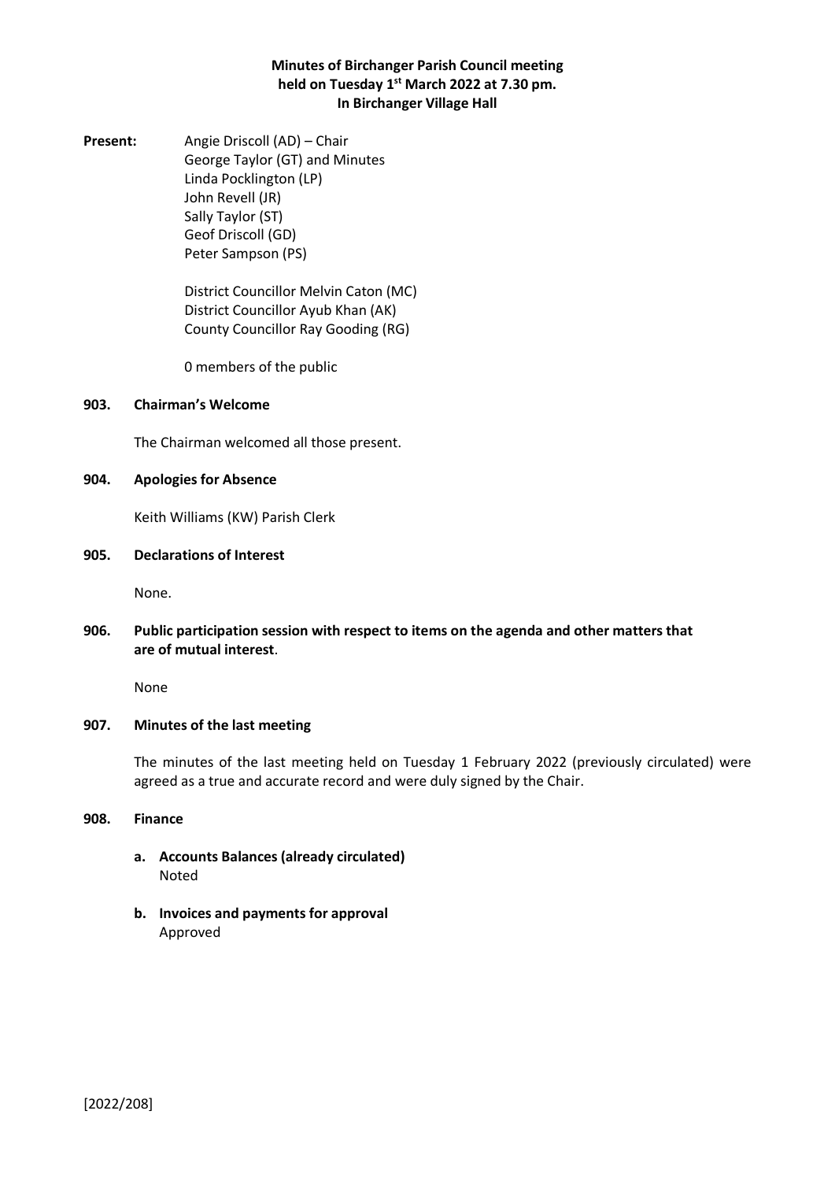**Minutes of Birchanger Parish Council meeting held on Tuesday 1st March 2022 at 7.30 pm. In Birchanger Village Hall**

**Present:**
Angie Driscoll (AD) – Chair
George Taylor (GT) and Minutes
Linda Pocklington (LP)
John Revell (JR)
Sally Taylor (ST)
Geof Driscoll (GD)
Peter Sampson (PS)

District Councillor Melvin Caton (MC)
District Councillor Ayub Khan (AK)
County Councillor Ray Gooding (RG)

0 members of the public

**903. Chairman's Welcome**

The Chairman welcomed all those present.

**904. Apologies for Absence**

Keith Williams (KW) Parish Clerk

**905. Declarations of Interest**

None.

**906. Public participation session with respect to items on the agenda and other matters that are of mutual interest**.

None

**907. Minutes of the last meeting**

The minutes of the last meeting held on Tuesday 1 February 2022 (previously circulated) were agreed as a true and accurate record and were duly signed by the Chair.

**908. Finance**

**a. Accounts Balances (already circulated)**
Noted

**b. Invoices and payments for approval**
Approved

[2022/208]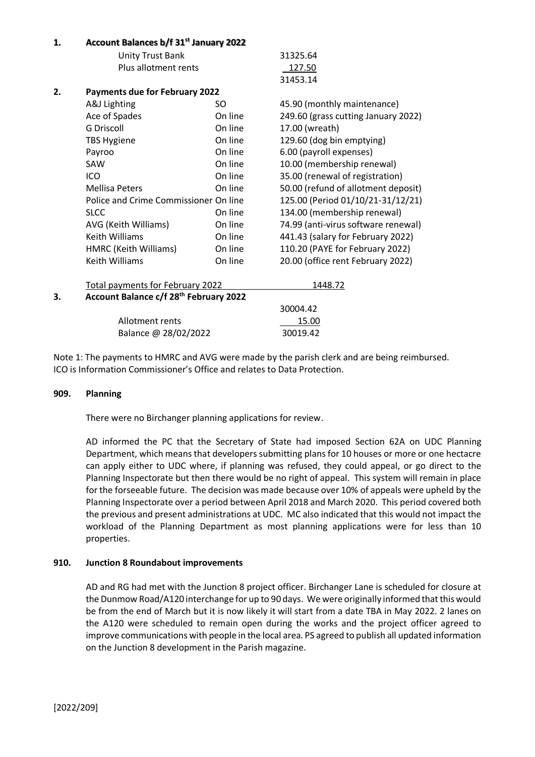**1. Account Balances b/f 31st January 2022**

| | | |
|---|---|---|
| Unity Trust Bank | | 31325.64 |
| Plus allotment rents | | 127.50 |
| | | 31453.14 |

**2. Payments due for February 2022**

| | | |
|---|---|---|
| A&J Lighting | SO | 45.90 (monthly maintenance) |
| Ace of Spades | On line | 249.60 (grass cutting January 2022) |
| G Driscoll | On line | 17.00 (wreath) |
| TBS Hygiene | On line | 129.60 (dog bin emptying) |
| Payroo | On line | 6.00 (payroll expenses) |
| SAW | On line | 10.00 (membership renewal) |
| ICO | On line | 35.00 (renewal of registration) |
| Mellisa Peters | On line | 50.00 (refund of allotment deposit) |
| Police and Crime Commissioner | On line | 125.00 (Period 01/10/21-31/12/21) |
| SLCC | On line | 134.00 (membership renewal) |
| AVG (Keith Williams) | On line | 74.99 (anti-virus software renewal) |
| Keith Williams | On line | 441.43 (salary for February 2022) |
| HMRC (Keith Williams) | On line | 110.20 (PAYE for February 2022) |
| Keith Williams | On line | 20.00 (office rent February 2022) |
| Total payments for February 2022 | | 1448.72 |

**3. Account Balance c/f 28th February 2022**

| | | |
|---|---|---|
| | | 30004.42 |
| Allotment rents | | 15.00 |
| Balance @ 28/02/2022 | | 30019.42 |

Note 1: The payments to HMRC and AVG were made by the parish clerk and are being reimbursed. ICO is Information Commissioner's Office and relates to Data Protection.

**909. Planning**

There were no Birchanger planning applications for review.

AD informed the PC that the Secretary of State had imposed Section 62A on UDC Planning Department, which means that developers submitting plans for 10 houses or more or one hectacre can apply either to UDC where, if planning was refused, they could appeal, or go direct to the Planning Inspectorate but then there would be no right of appeal. This system will remain in place for the forseeable future. The decision was made because over 10% of appeals were upheld by the Planning Inspectorate over a period between April 2018 and March 2020. This period covered both the previous and present administrations at UDC. MC also indicated that this would not impact the workload of the Planning Department as most planning applications were for less than 10 properties.

**910. Junction 8 Roundabout improvements**

AD and RG had met with the Junction 8 project officer. Birchanger Lane is scheduled for closure at the Dunmow Road/A120 interchange for up to 90 days. We were originally informed that this would be from the end of March but it is now likely it will start from a date TBA in May 2022. 2 lanes on the A120 were scheduled to remain open during the works and the project officer agreed to improve communications with people in the local area. PS agreed to publish all updated information on the Junction 8 development in the Parish magazine.

[2022/209]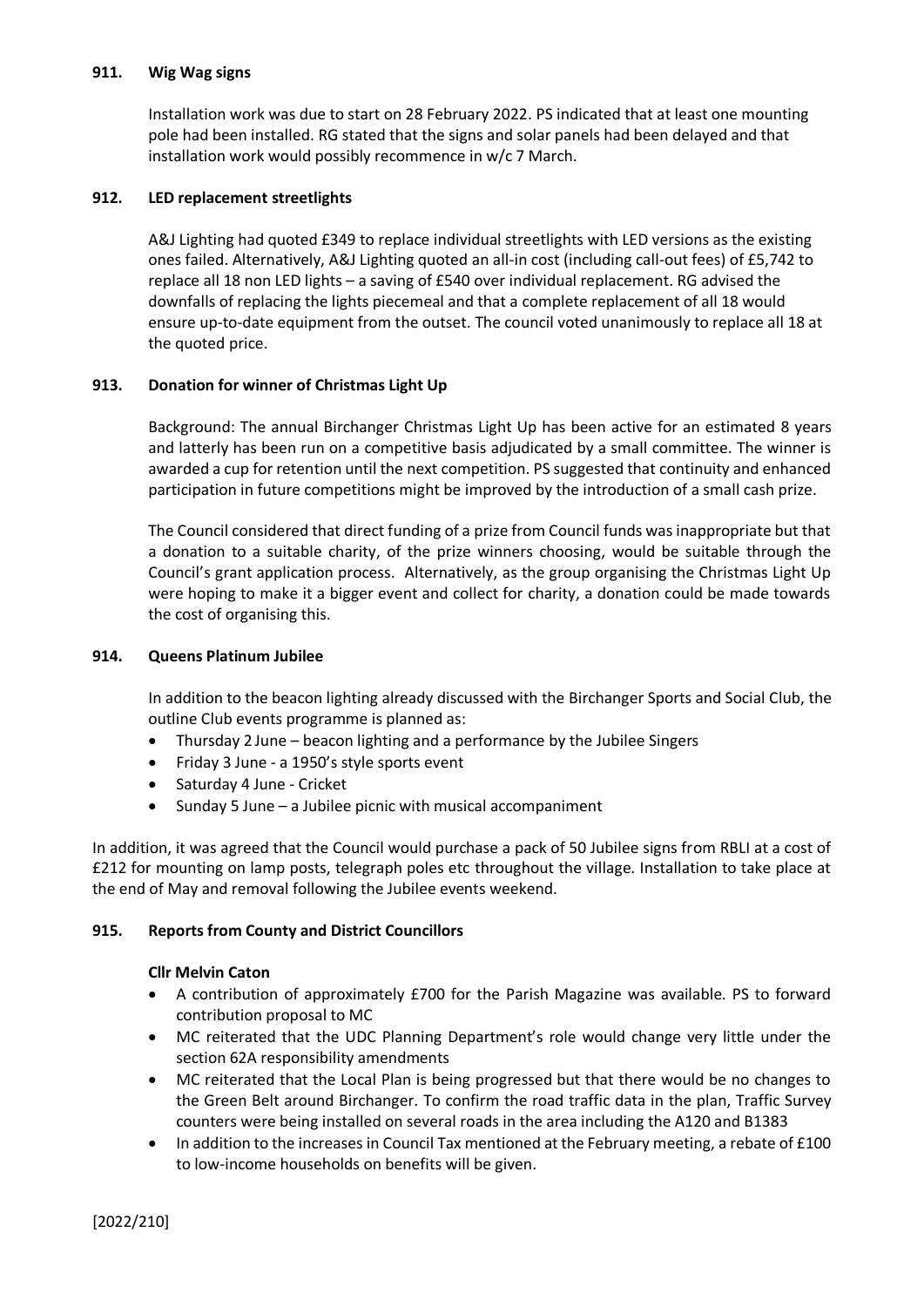### 911. Wig Wag signs

Installation work was due to start on 28 February 2022. PS indicated that at least one mounting pole had been installed. RG stated that the signs and solar panels had been delayed and that installation work would possibly recommence in w/c 7 March.

### 912. LED replacement streetlights

A&J Lighting had quoted £349 to replace individual streetlights with LED versions as the existing ones failed. Alternatively, A&J Lighting quoted an all-in cost (including call-out fees) of £5,742 to replace all 18 non LED lights – a saving of £540 over individual replacement. RG advised the downfalls of replacing the lights piecemeal and that a complete replacement of all 18 would ensure up-to-date equipment from the outset. The council voted unanimously to replace all 18 at the quoted price.

### 913. Donation for winner of Christmas Light Up

Background: The annual Birchanger Christmas Light Up has been active for an estimated 8 years and latterly has been run on a competitive basis adjudicated by a small committee. The winner is awarded a cup for retention until the next competition. PS suggested that continuity and enhanced participation in future competitions might be improved by the introduction of a small cash prize.

The Council considered that direct funding of a prize from Council funds was inappropriate but that a donation to a suitable charity, of the prize winners choosing, would be suitable through the Council's grant application process. Alternatively, as the group organising the Christmas Light Up were hoping to make it a bigger event and collect for charity, a donation could be made towards the cost of organising this.

### 914. Queens Platinum Jubilee

In addition to the beacon lighting already discussed with the Birchanger Sports and Social Club, the outline Club events programme is planned as:

- Thursday 2 June – beacon lighting and a performance by the Jubilee Singers
- Friday 3 June - a 1950's style sports event
- Saturday 4 June - Cricket
- Sunday 5 June – a Jubilee picnic with musical accompaniment

In addition, it was agreed that the Council would purchase a pack of 50 Jubilee signs from RBLI at a cost of £212 for mounting on lamp posts, telegraph poles etc throughout the village. Installation to take place at the end of May and removal following the Jubilee events weekend.

### 915. Reports from County and District Councillors

**Cllr Melvin Caton**

- A contribution of approximately £700 for the Parish Magazine was available. PS to forward contribution proposal to MC
- MC reiterated that the UDC Planning Department's role would change very little under the section 62A responsibility amendments
- MC reiterated that the Local Plan is being progressed but that there would be no changes to the Green Belt around Birchanger. To confirm the road traffic data in the plan, Traffic Survey counters were being installed on several roads in the area including the A120 and B1383
- In addition to the increases in Council Tax mentioned at the February meeting, a rebate of £100 to low-income households on benefits will be given.

[2022/210]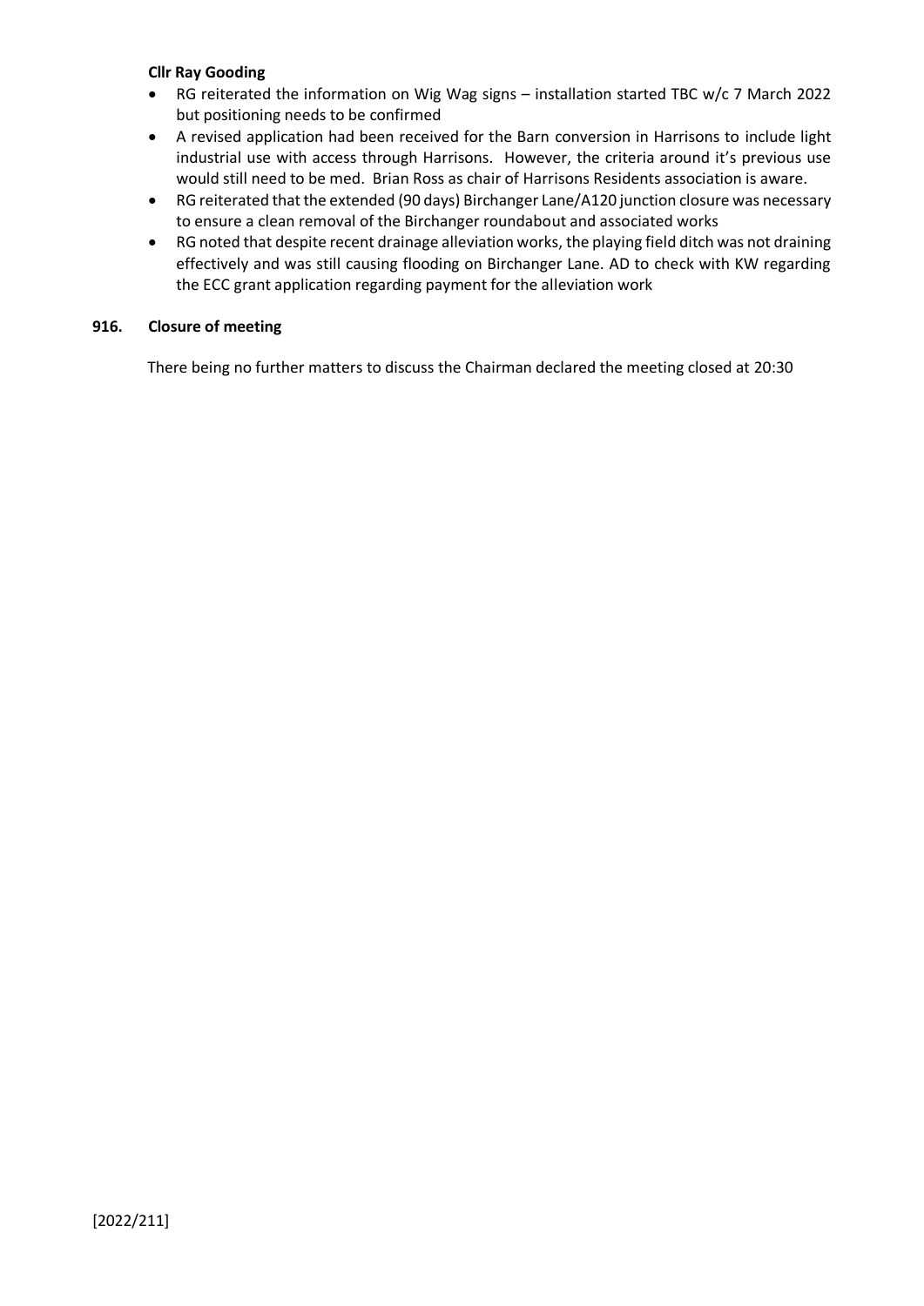**Cllr Ray Gooding**

- RG reiterated the information on Wig Wag signs – installation started TBC w/c 7 March 2022 but positioning needs to be confirmed
- A revised application had been received for the Barn conversion in Harrisons to include light industrial use with access through Harrisons. However, the criteria around it's previous use would still need to be med. Brian Ross as chair of Harrisons Residents association is aware.
- RG reiterated that the extended (90 days) Birchanger Lane/A120 junction closure was necessary to ensure a clean removal of the Birchanger roundabout and associated works
- RG noted that despite recent drainage alleviation works, the playing field ditch was not draining effectively and was still causing flooding on Birchanger Lane. AD to check with KW regarding the ECC grant application regarding payment for the alleviation work

**916. Closure of meeting**

There being no further matters to discuss the Chairman declared the meeting closed at 20:30

[2022/211]